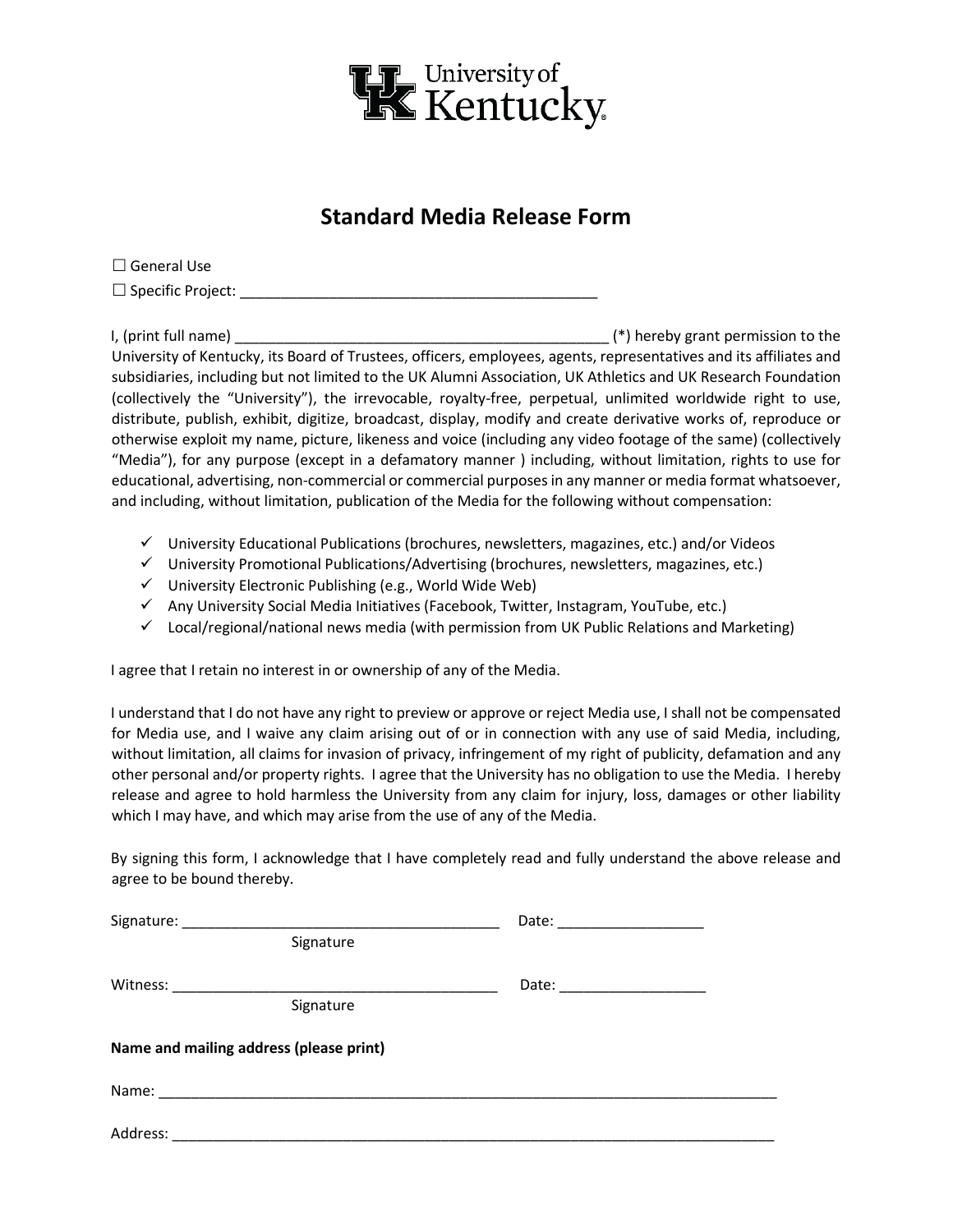University of Kentucky

# Standard Media Release Form

☐ General Use

☐ Specific Project: ____________________________________________

I, (print full name) ______________________________________________ (*) hereby grant permission to the University of Kentucky, its Board of Trustees, officers, employees, agents, representatives and its affiliates and subsidiaries, including but not limited to the UK Alumni Association, UK Athletics and UK Research Foundation (collectively the "University"), the irrevocable, royalty-free, perpetual, unlimited worldwide right to use, distribute, publish, exhibit, digitize, broadcast, display, modify and create derivative works of, reproduce or otherwise exploit my name, picture, likeness and voice (including any video footage of the same) (collectively "Media"), for any purpose (except in a defamatory manner ) including, without limitation, rights to use for educational, advertising, non-commercial or commercial purposes in any manner or media format whatsoever, and including, without limitation, publication of the Media for the following without compensation:

- ✓ University Educational Publications (brochures, newsletters, magazines, etc.) and/or Videos
- ✓ University Promotional Publications/Advertising (brochures, newsletters, magazines, etc.)
- ✓ University Electronic Publishing (e.g., World Wide Web)
- ✓ Any University Social Media Initiatives (Facebook, Twitter, Instagram, YouTube, etc.)
- ✓ Local/regional/national news media (with permission from UK Public Relations and Marketing)

I agree that I retain no interest in or ownership of any of the Media.

I understand that I do not have any right to preview or approve or reject Media use, I shall not be compensated for Media use, and I waive any claim arising out of or in connection with any use of said Media, including, without limitation, all claims for invasion of privacy, infringement of my right of publicity, defamation and any other personal and/or property rights. I agree that the University has no obligation to use the Media. I hereby release and agree to hold harmless the University from any claim for injury, loss, damages or other liability which I may have, and which may arise from the use of any of the Media.

By signing this form, I acknowledge that I have completely read and fully understand the above release and agree to be bound thereby.

Signature: ______________________________________ Date: _________________
Signature

Witness: ________________________________________ Date: _________________
Signature

**Name and mailing address (please print)**

Name: ______________________________________________________________________________

Address: ____________________________________________________________________________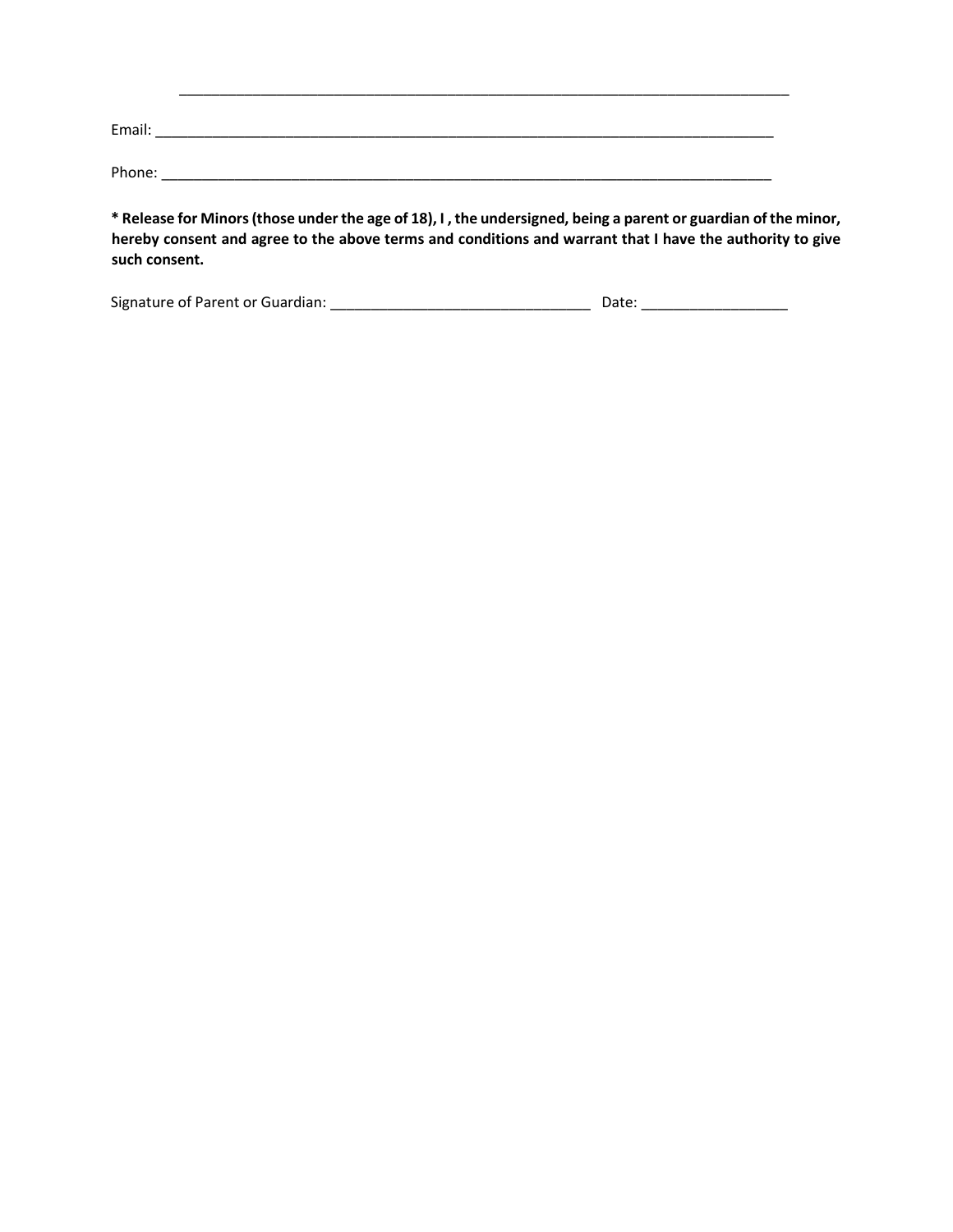\_\_\_\_\_\_\_\_\_\_\_\_\_\_\_\_\_\_\_\_\_\_\_\_\_\_\_\_\_\_\_\_\_\_\_\_\_\_\_\_\_\_\_\_\_\_\_\_\_\_\_\_\_\_\_\_\_\_\_\_\_\_\_\_\_\_\_\_\_\_\_\_\_\_\_\_\_\_

Email: \_\_\_\_\_\_\_\_\_\_\_\_\_\_\_\_\_\_\_\_\_\_\_\_\_\_\_\_\_\_\_\_\_\_\_\_\_\_\_\_\_\_\_\_\_\_\_\_\_\_\_\_\_\_\_\_\_\_\_\_\_\_\_\_\_\_\_\_\_\_\_\_\_\_\_\_\_

Phone: \_\_\_\_\_\_\_\_\_\_\_\_\_\_\_\_\_\_\_\_\_\_\_\_\_\_\_\_\_\_\_\_\_\_\_\_\_\_\_\_\_\_\_\_\_\_\_\_\_\_\_\_\_\_\_\_\_\_\_\_\_\_\_\_\_\_\_\_\_\_\_\_\_\_\_\_

**\* Release for Minors (those under the age of 18), I , the undersigned, being a parent or guardian of the minor, hereby consent and agree to the above terms and conditions and warrant that I have the authority to give such consent.**

Signature of Parent or Guardian: \_\_\_\_\_\_\_\_\_\_\_\_\_\_\_\_\_\_\_\_\_\_\_\_\_\_\_\_\_\_\_\_ Date: \_\_\_\_\_\_\_\_\_\_\_\_\_\_\_\_\_\_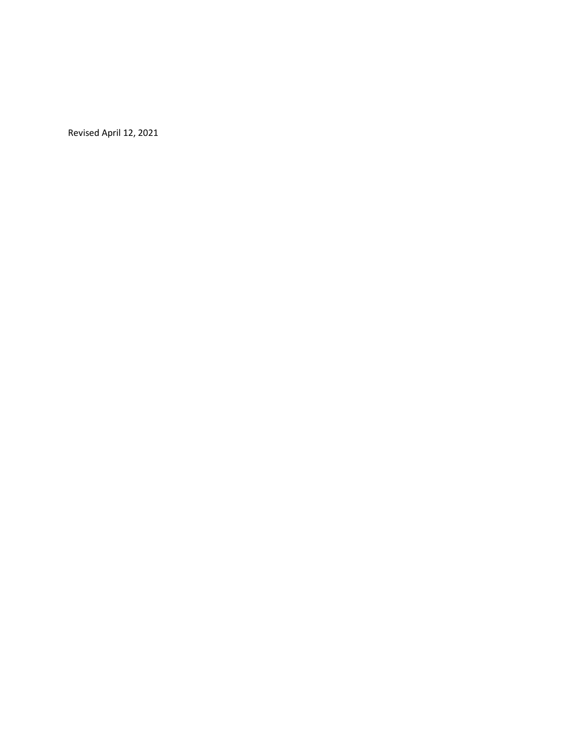Revised April 12, 2021